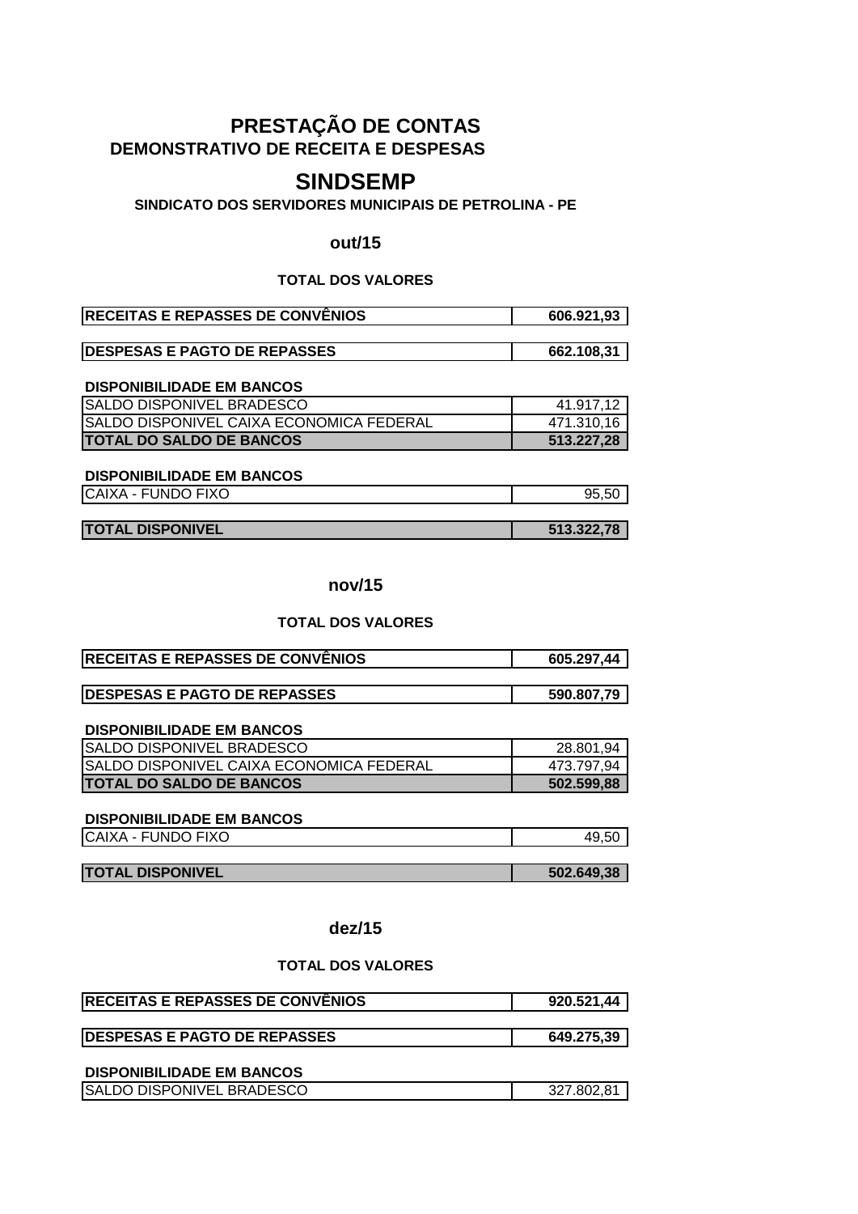# PRESTAÇÃO DE CONTAS

## DEMONSTRATIVO DE RECEITA E DESPESAS

# SINDSEMP

### SINDICATO DOS SERVIDORES MUNICIPAIS DE PETROLINA - PE

## out/15

**TOTAL DOS VALORES**

| | |
|---|---|
| **RECEITAS E REPASSES DE CONVÊNIOS** | **606.921,93** |

| | |
|---|---|
| **DESPESAS E PAGTO DE REPASSES** | **662.108,31** |

**DISPONIBILIDADE EM BANCOS**

| | |
|---|---|
| SALDO DISPONIVEL BRADESCO | 41.917,12 |
| SALDO DISPONIVEL CAIXA ECONOMICA FEDERAL | 471.310,16 |
| **TOTAL DO SALDO DE BANCOS** | **513.227,28** |

**DISPONIBILIDADE EM BANCOS**

| | |
|---|---|
| CAIXA - FUNDO FIXO | 95,50 |

| | |
|---|---|
| **TOTAL DISPONIVEL** | **513.322,78** |

## nov/15

**TOTAL DOS VALORES**

| | |
|---|---|
| **RECEITAS E REPASSES DE CONVÊNIOS** | **605.297,44** |

| | |
|---|---|
| **DESPESAS E PAGTO DE REPASSES** | **590.807,79** |

**DISPONIBILIDADE EM BANCOS**

| | |
|---|---|
| SALDO DISPONIVEL BRADESCO | 28.801,94 |
| SALDO DISPONIVEL CAIXA ECONOMICA FEDERAL | 473.797,94 |
| **TOTAL DO SALDO DE BANCOS** | **502.599,88** |

**DISPONIBILIDADE EM BANCOS**

| | |
|---|---|
| CAIXA - FUNDO FIXO | 49,50 |

| | |
|---|---|
| **TOTAL DISPONIVEL** | **502.649,38** |

## dez/15

**TOTAL DOS VALORES**

| | |
|---|---|
| **RECEITAS E REPASSES DE CONVÊNIOS** | **920.521,44** |

| | |
|---|---|
| **DESPESAS E PAGTO DE REPASSES** | **649.275,39** |

**DISPONIBILIDADE EM BANCOS**

| | |
|---|---|
| SALDO DISPONIVEL BRADESCO | 327.802,81 |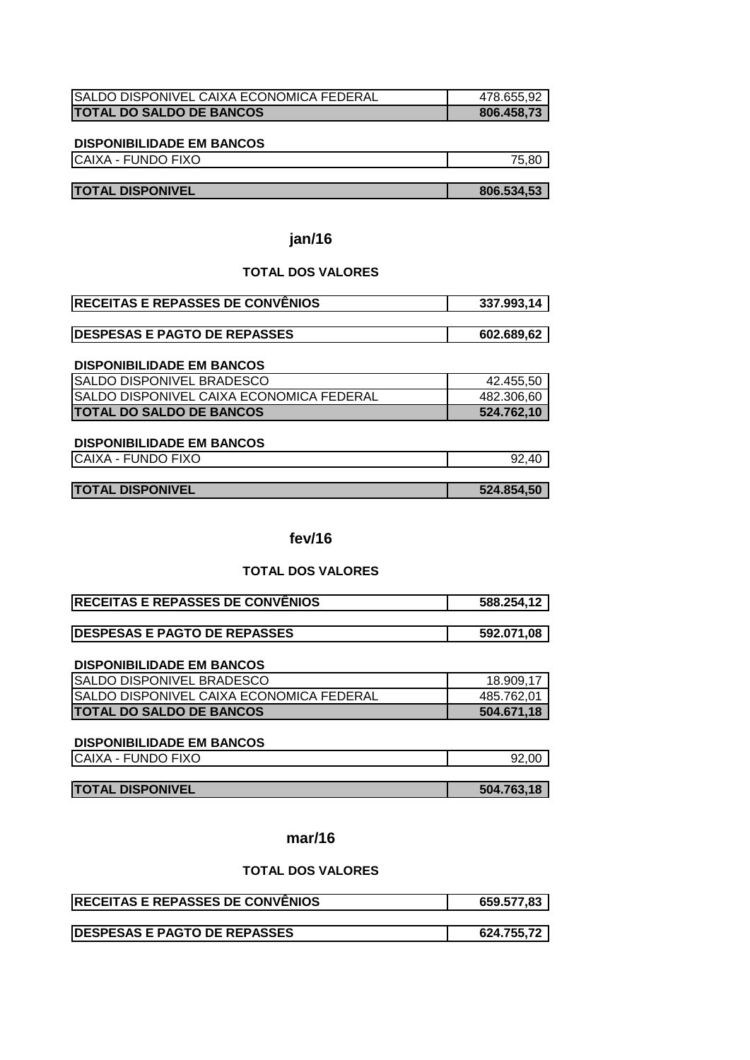| | |
|---|---|
| SALDO DISPONIVEL CAIXA ECONOMICA FEDERAL | 478.655,92 |
| **TOTAL DO SALDO DE BANCOS** | **806.458,73** |

**DISPONIBILIDADE EM BANCOS**

| | |
|---|---|
| CAIXA - FUNDO FIXO | 75,80 |

| | |
|---|---|
| **TOTAL DISPONIVEL** | **806.534,53** |

## jan/16

### TOTAL DOS VALORES

| | |
|---|---|
| **RECEITAS E REPASSES DE CONVÊNIOS** | **337.993,14** |

| | |
|---|---|
| **DESPESAS E PAGTO DE REPASSES** | **602.689,62** |

**DISPONIBILIDADE EM BANCOS**

| | |
|---|---|
| SALDO DISPONIVEL BRADESCO | 42.455,50 |
| SALDO DISPONIVEL CAIXA ECONOMICA FEDERAL | 482.306,60 |
| **TOTAL DO SALDO DE BANCOS** | **524.762,10** |

**DISPONIBILIDADE EM BANCOS**

| | |
|---|---|
| CAIXA - FUNDO FIXO | 92,40 |

| | |
|---|---|
| **TOTAL DISPONIVEL** | **524.854,50** |

## fev/16

### TOTAL DOS VALORES

| | |
|---|---|
| **RECEITAS E REPASSES DE CONVÊNIOS** | **588.254,12** |

| | |
|---|---|
| **DESPESAS E PAGTO DE REPASSES** | **592.071,08** |

**DISPONIBILIDADE EM BANCOS**

| | |
|---|---|
| SALDO DISPONIVEL BRADESCO | 18.909,17 |
| SALDO DISPONIVEL CAIXA ECONOMICA FEDERAL | 485.762,01 |
| **TOTAL DO SALDO DE BANCOS** | **504.671,18** |

**DISPONIBILIDADE EM BANCOS**

| | |
|---|---|
| CAIXA - FUNDO FIXO | 92,00 |

| | |
|---|---|
| **TOTAL DISPONIVEL** | **504.763,18** |

## mar/16

### TOTAL DOS VALORES

| | |
|---|---|
| **RECEITAS E REPASSES DE CONVÊNIOS** | **659.577,83** |

| | |
|---|---|
| **DESPESAS E PAGTO DE REPASSES** | **624.755,72** |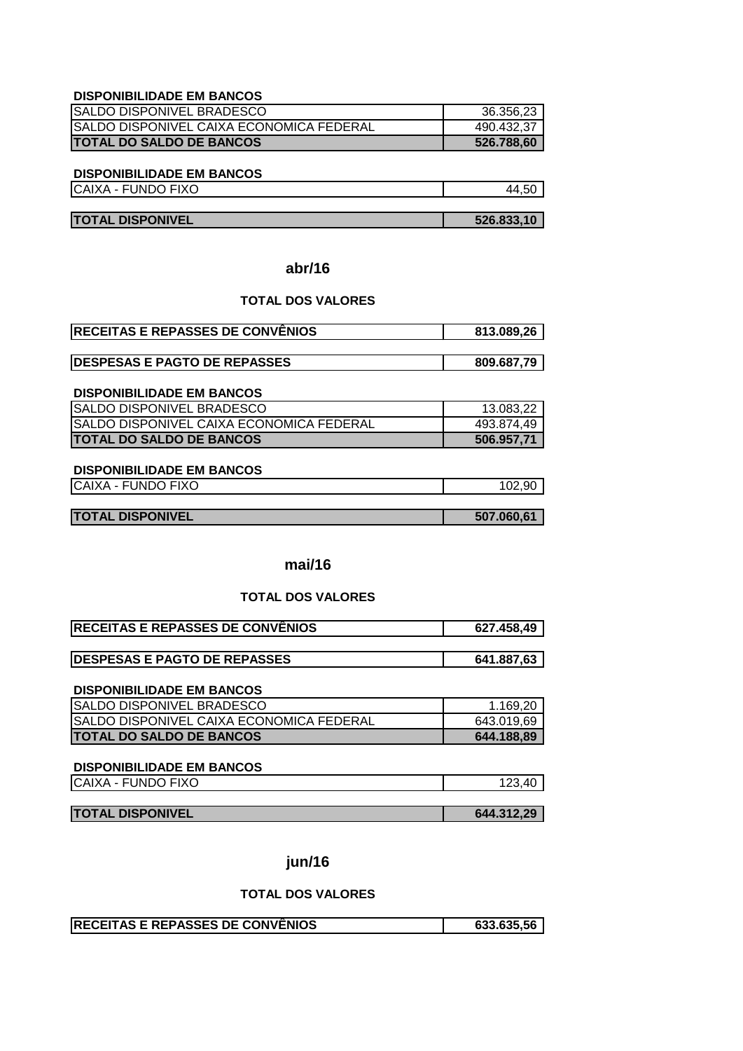**DISPONIBILIDADE EM BANCOS**

| | |
|---|---|
| SALDO DISPONIVEL BRADESCO | 36.356,23 |
| SALDO DISPONIVEL CAIXA ECONOMICA FEDERAL | 490.432,37 |
| **TOTAL DO SALDO DE BANCOS** | **526.788,60** |

**DISPONIBILIDADE EM BANCOS**

| | |
|---|---|
| CAIXA - FUNDO FIXO | 44,50 |

| | |
|---|---|
| **TOTAL DISPONIVEL** | **526.833,10** |

## abr/16

### TOTAL DOS VALORES

| | |
|---|---|
| **RECEITAS E REPASSES DE CONVÊNIOS** | **813.089,26** |

| | |
|---|---|
| **DESPESAS E PAGTO DE REPASSES** | **809.687,79** |

**DISPONIBILIDADE EM BANCOS**

| | |
|---|---|
| SALDO DISPONIVEL BRADESCO | 13.083,22 |
| SALDO DISPONIVEL CAIXA ECONOMICA FEDERAL | 493.874,49 |
| **TOTAL DO SALDO DE BANCOS** | **506.957,71** |

**DISPONIBILIDADE EM BANCOS**

| | |
|---|---|
| CAIXA - FUNDO FIXO | 102,90 |

| | |
|---|---|
| **TOTAL DISPONIVEL** | **507.060,61** |

## mai/16

### TOTAL DOS VALORES

| | |
|---|---|
| **RECEITAS E REPASSES DE CONVÊNIOS** | **627.458,49** |

| | |
|---|---|
| **DESPESAS E PAGTO DE REPASSES** | **641.887,63** |

**DISPONIBILIDADE EM BANCOS**

| | |
|---|---|
| SALDO DISPONIVEL BRADESCO | 1.169,20 |
| SALDO DISPONIVEL CAIXA ECONOMICA FEDERAL | 643.019,69 |
| **TOTAL DO SALDO DE BANCOS** | **644.188,89** |

**DISPONIBILIDADE EM BANCOS**

| | |
|---|---|
| CAIXA - FUNDO FIXO | 123,40 |

| | |
|---|---|
| **TOTAL DISPONIVEL** | **644.312,29** |

## jun/16

### TOTAL DOS VALORES

| | |
|---|---|
| **RECEITAS E REPASSES DE CONVÊNIOS** | **633.635,56** |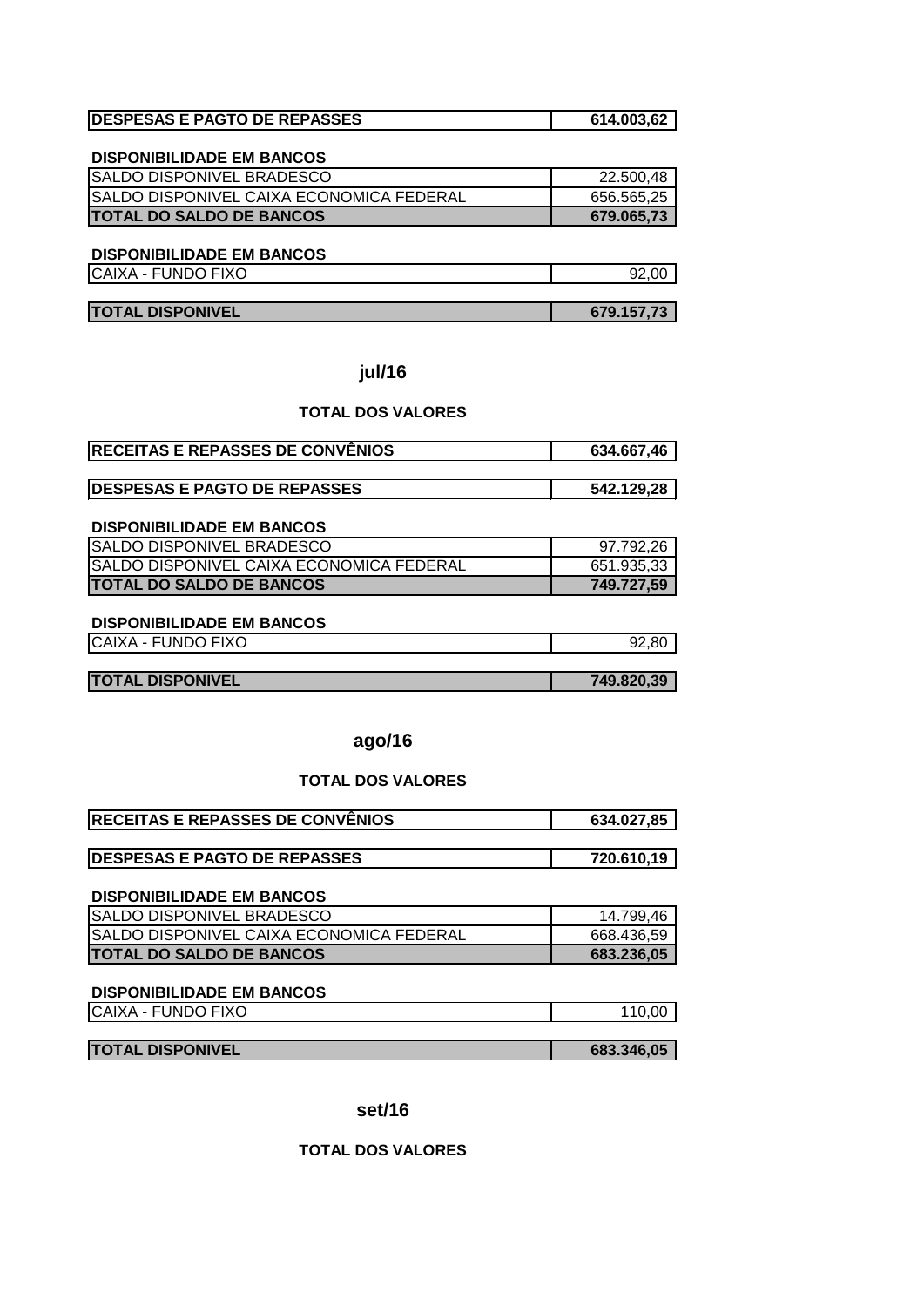| DESPESAS E PAGTO DE REPASSES | 614.003,62 |
|---|---|

**DISPONIBILIDADE EM BANCOS**

| | |
|---|---|
| SALDO DISPONIVEL BRADESCO | 22.500,48 |
| SALDO DISPONIVEL CAIXA ECONOMICA FEDERAL | 656.565,25 |
| **TOTAL DO SALDO DE BANCOS** | **679.065,73** |

**DISPONIBILIDADE EM BANCOS**

| | |
|---|---|
| CAIXA - FUNDO FIXO | 92,00 |

| TOTAL DISPONIVEL | 679.157,73 |
|---|---|

## jul/16

### TOTAL DOS VALORES

| RECEITAS E REPASSES DE CONVÊNIOS | 634.667,46 |
|---|---|

| DESPESAS E PAGTO DE REPASSES | 542.129,28 |
|---|---|

**DISPONIBILIDADE EM BANCOS**

| | |
|---|---|
| SALDO DISPONIVEL BRADESCO | 97.792,26 |
| SALDO DISPONIVEL CAIXA ECONOMICA FEDERAL | 651.935,33 |
| **TOTAL DO SALDO DE BANCOS** | **749.727,59** |

**DISPONIBILIDADE EM BANCOS**

| | |
|---|---|
| CAIXA - FUNDO FIXO | 92,80 |

| TOTAL DISPONIVEL | 749.820,39 |
|---|---|

## ago/16

### TOTAL DOS VALORES

| RECEITAS E REPASSES DE CONVÊNIOS | 634.027,85 |
|---|---|

| DESPESAS E PAGTO DE REPASSES | 720.610,19 |
|---|---|

**DISPONIBILIDADE EM BANCOS**

| | |
|---|---|
| SALDO DISPONIVEL BRADESCO | 14.799,46 |
| SALDO DISPONIVEL CAIXA ECONOMICA FEDERAL | 668.436,59 |
| **TOTAL DO SALDO DE BANCOS** | **683.236,05** |

**DISPONIBILIDADE EM BANCOS**

| | |
|---|---|
| CAIXA - FUNDO FIXO | 110,00 |

| TOTAL DISPONIVEL | 683.346,05 |
|---|---|

## set/16

### TOTAL DOS VALORES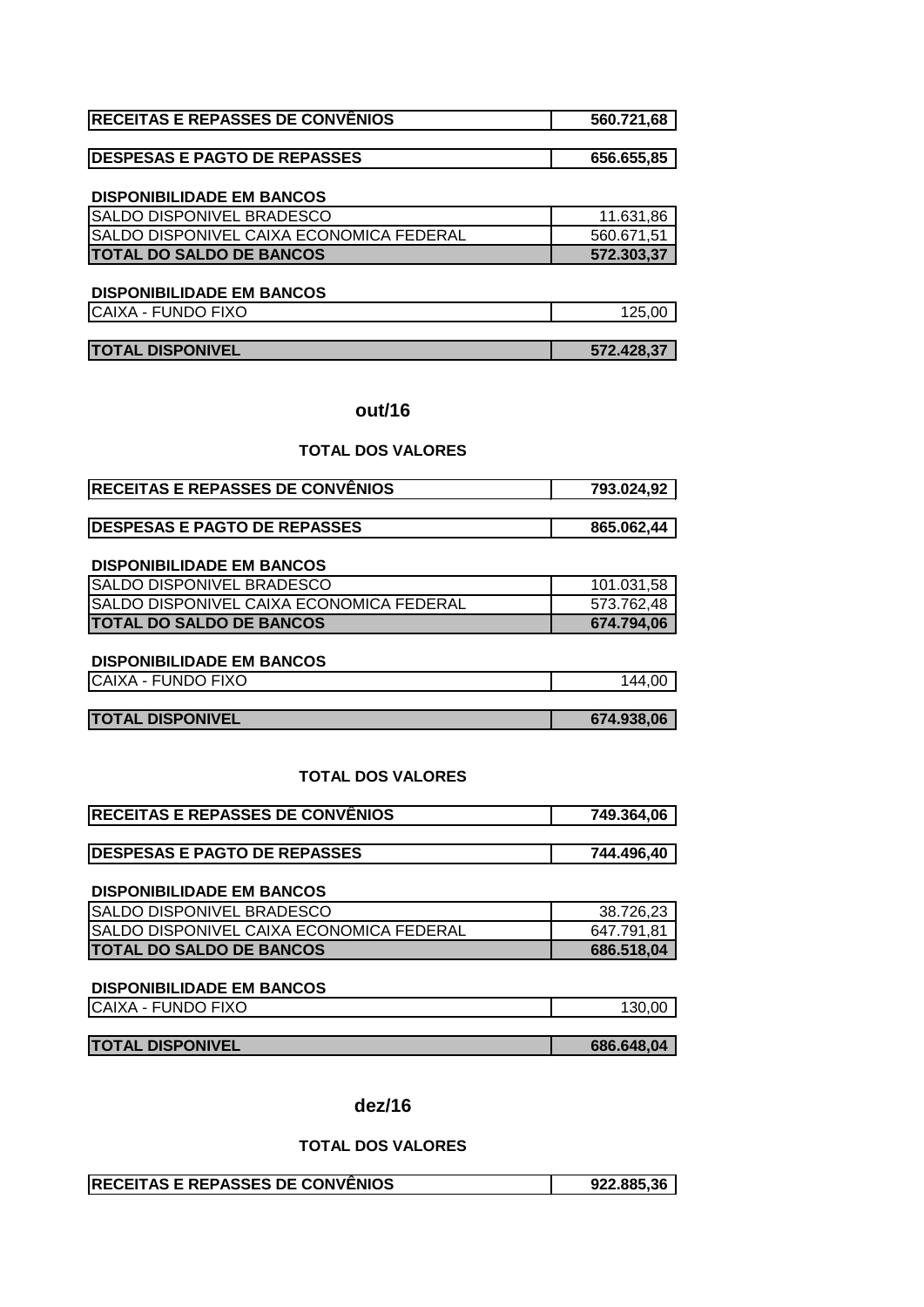| RECEITAS E REPASSES DE CONVÊNIOS | 560.721,68 |
|---|---|

| DESPESAS E PAGTO DE REPASSES | 656.655,85 |
|---|---|

**DISPONIBILIDADE EM BANCOS**

| | |
|---|---|
| SALDO DISPONIVEL BRADESCO | 11.631,86 |
| SALDO DISPONIVEL CAIXA ECONOMICA FEDERAL | 560.671,51 |
| **TOTAL DO SALDO DE BANCOS** | **572.303,37** |

**DISPONIBILIDADE EM BANCOS**

| | |
|---|---|
| CAIXA - FUNDO FIXO | 125,00 |

| TOTAL DISPONIVEL | 572.428,37 |
|---|---|

## out/16

### TOTAL DOS VALORES

| RECEITAS E REPASSES DE CONVÊNIOS | 793.024,92 |
|---|---|

| DESPESAS E PAGTO DE REPASSES | 865.062,44 |
|---|---|

**DISPONIBILIDADE EM BANCOS**

| | |
|---|---|
| SALDO DISPONIVEL BRADESCO | 101.031,58 |
| SALDO DISPONIVEL CAIXA ECONOMICA FEDERAL | 573.762,48 |
| **TOTAL DO SALDO DE BANCOS** | **674.794,06** |

**DISPONIBILIDADE EM BANCOS**

| | |
|---|---|
| CAIXA - FUNDO FIXO | 144,00 |

| TOTAL DISPONIVEL | 674.938,06 |
|---|---|

### TOTAL DOS VALORES

| RECEITAS E REPASSES DE CONVÊNIOS | 749.364,06 |
|---|---|

| DESPESAS E PAGTO DE REPASSES | 744.496,40 |
|---|---|

**DISPONIBILIDADE EM BANCOS**

| | |
|---|---|
| SALDO DISPONIVEL BRADESCO | 38.726,23 |
| SALDO DISPONIVEL CAIXA ECONOMICA FEDERAL | 647.791,81 |
| **TOTAL DO SALDO DE BANCOS** | **686.518,04** |

**DISPONIBILIDADE EM BANCOS**

| | |
|---|---|
| CAIXA - FUNDO FIXO | 130,00 |

| TOTAL DISPONIVEL | 686.648,04 |
|---|---|

## dez/16

### TOTAL DOS VALORES

| RECEITAS E REPASSES DE CONVÊNIOS | 922.885,36 |
|---|---|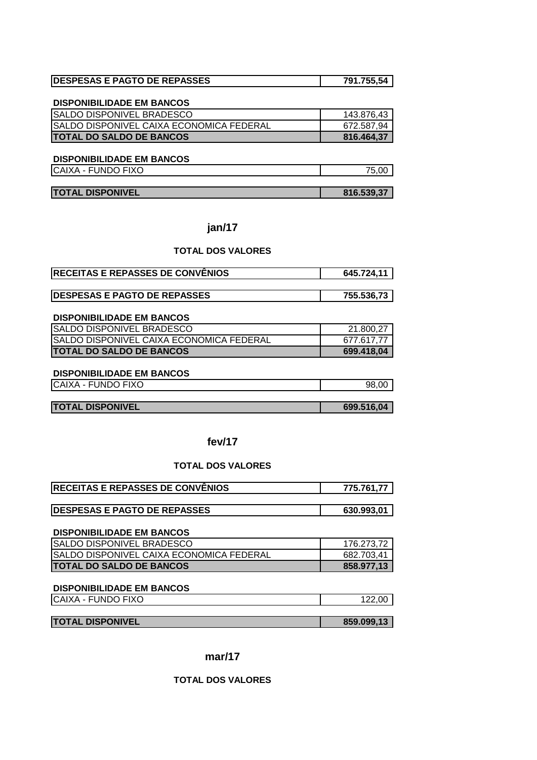| DESPESAS E PAGTO DE REPASSES | 791.755,54 |
|---|---|

**DISPONIBILIDADE EM BANCOS**

| SALDO DISPONIVEL BRADESCO | 143.876,43 |
|---|---|
| SALDO DISPONIVEL CAIXA ECONOMICA FEDERAL | 672.587,94 |
| **TOTAL DO SALDO DE BANCOS** | **816.464,37** |

**DISPONIBILIDADE EM BANCOS**

| CAIXA - FUNDO FIXO | 75,00 |
|---|---|

| **TOTAL DISPONIVEL** | **816.539,37** |
|---|---|

## jan/17

### TOTAL DOS VALORES

| RECEITAS E REPASSES DE CONVÊNIOS | 645.724,11 |
|---|---|

| DESPESAS E PAGTO DE REPASSES | 755.536,73 |
|---|---|

**DISPONIBILIDADE EM BANCOS**

| SALDO DISPONIVEL BRADESCO | 21.800,27 |
|---|---|
| SALDO DISPONIVEL CAIXA ECONOMICA FEDERAL | 677.617,77 |
| **TOTAL DO SALDO DE BANCOS** | **699.418,04** |

**DISPONIBILIDADE EM BANCOS**

| CAIXA - FUNDO FIXO | 98,00 |
|---|---|

| **TOTAL DISPONIVEL** | **699.516,04** |
|---|---|

## fev/17

### TOTAL DOS VALORES

| RECEITAS E REPASSES DE CONVÊNIOS | 775.761,77 |
|---|---|

| DESPESAS E PAGTO DE REPASSES | 630.993,01 |
|---|---|

**DISPONIBILIDADE EM BANCOS**

| SALDO DISPONIVEL BRADESCO | 176.273,72 |
|---|---|
| SALDO DISPONIVEL CAIXA ECONOMICA FEDERAL | 682.703,41 |
| **TOTAL DO SALDO DE BANCOS** | **858.977,13** |

**DISPONIBILIDADE EM BANCOS**

| CAIXA - FUNDO FIXO | 122,00 |
|---|---|

| **TOTAL DISPONIVEL** | **859.099,13** |
|---|---|

## mar/17

### TOTAL DOS VALORES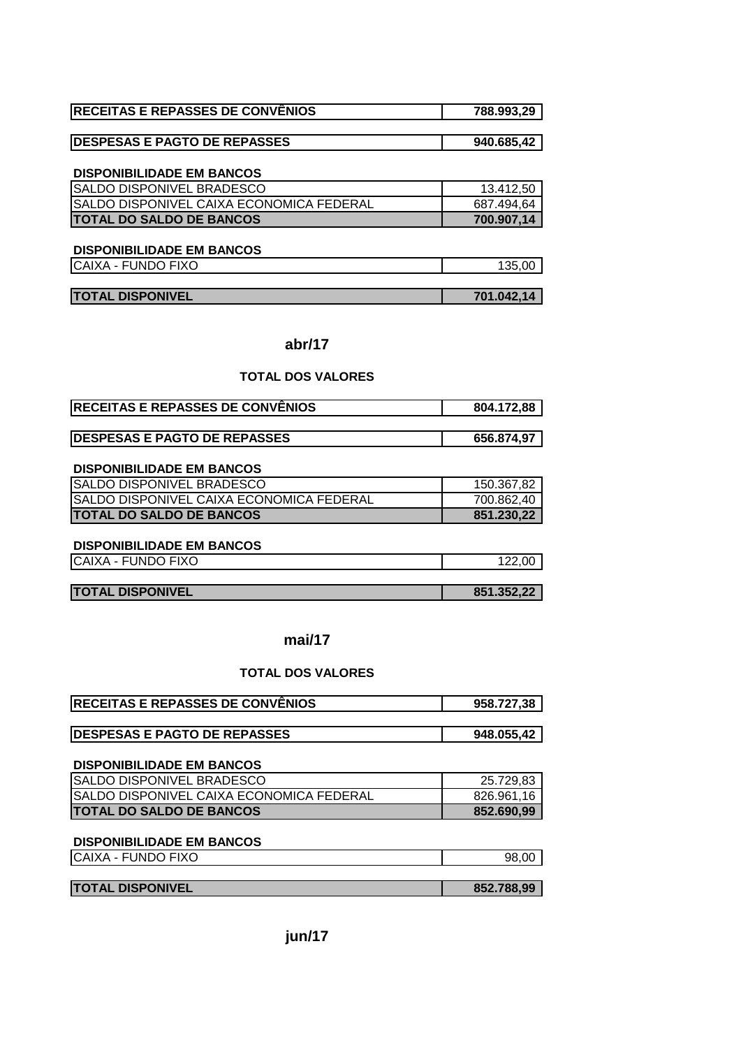| RECEITAS E REPASSES DE CONVÊNIOS | 788.993,29 |
|---|---|

| DESPESAS E PAGTO DE REPASSES | 940.685,42 |
|---|---|

**DISPONIBILIDADE EM BANCOS**

| | |
|---|---|
| SALDO DISPONIVEL BRADESCO | 13.412,50 |
| SALDO DISPONIVEL CAIXA ECONOMICA FEDERAL | 687.494,64 |
| **TOTAL DO SALDO DE BANCOS** | **700.907,14** |

**DISPONIBILIDADE EM BANCOS**

| | |
|---|---|
| CAIXA - FUNDO FIXO | 135,00 |

| TOTAL DISPONIVEL | 701.042,14 |
|---|---|

## abr/17

### TOTAL DOS VALORES

| RECEITAS E REPASSES DE CONVÊNIOS | 804.172,88 |
|---|---|

| DESPESAS E PAGTO DE REPASSES | 656.874,97 |
|---|---|

**DISPONIBILIDADE EM BANCOS**

| | |
|---|---|
| SALDO DISPONIVEL BRADESCO | 150.367,82 |
| SALDO DISPONIVEL CAIXA ECONOMICA FEDERAL | 700.862,40 |
| **TOTAL DO SALDO DE BANCOS** | **851.230,22** |

**DISPONIBILIDADE EM BANCOS**

| | |
|---|---|
| CAIXA - FUNDO FIXO | 122,00 |

| TOTAL DISPONIVEL | 851.352,22 |
|---|---|

## mai/17

### TOTAL DOS VALORES

| RECEITAS E REPASSES DE CONVÊNIOS | 958.727,38 |
|---|---|

| DESPESAS E PAGTO DE REPASSES | 948.055,42 |
|---|---|

**DISPONIBILIDADE EM BANCOS**

| | |
|---|---|
| SALDO DISPONIVEL BRADESCO | 25.729,83 |
| SALDO DISPONIVEL CAIXA ECONOMICA FEDERAL | 826.961,16 |
| **TOTAL DO SALDO DE BANCOS** | **852.690,99** |

**DISPONIBILIDADE EM BANCOS**

| | |
|---|---|
| CAIXA - FUNDO FIXO | 98,00 |

| TOTAL DISPONIVEL | 852.788,99 |
|---|---|

## jun/17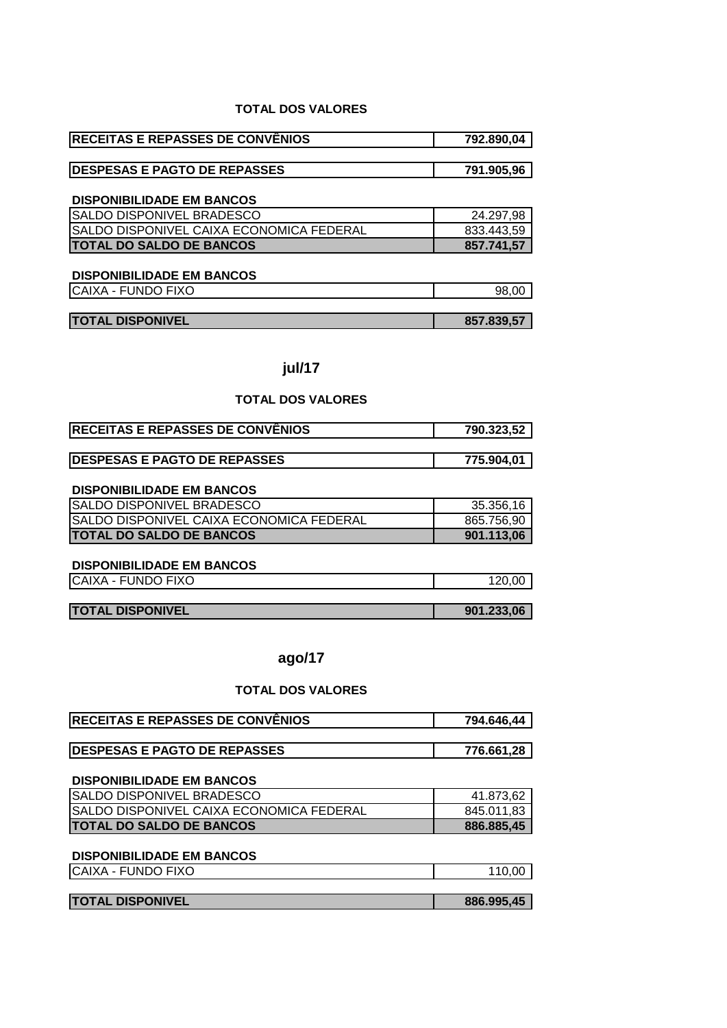**TOTAL DOS VALORES**

| RECEITAS E REPASSES DE CONVÊNIOS | 792.890,04 |
|---|---|

| DESPESAS E PAGTO DE REPASSES | 791.905,96 |
|---|---|

**DISPONIBILIDADE EM BANCOS**

| SALDO DISPONIVEL BRADESCO | 24.297,98 |
|---|---|
| SALDO DISPONIVEL CAIXA ECONOMICA FEDERAL | 833.443,59 |
| **TOTAL DO SALDO DE BANCOS** | **857.741,57** |

**DISPONIBILIDADE EM BANCOS**

| CAIXA - FUNDO FIXO | 98,00 |
|---|---|

| **TOTAL DISPONIVEL** | **857.839,57** |
|---|---|

## jul/17

**TOTAL DOS VALORES**

| RECEITAS E REPASSES DE CONVÊNIOS | 790.323,52 |
|---|---|

| DESPESAS E PAGTO DE REPASSES | 775.904,01 |
|---|---|

**DISPONIBILIDADE EM BANCOS**

| SALDO DISPONIVEL BRADESCO | 35.356,16 |
|---|---|
| SALDO DISPONIVEL CAIXA ECONOMICA FEDERAL | 865.756,90 |
| **TOTAL DO SALDO DE BANCOS** | **901.113,06** |

**DISPONIBILIDADE EM BANCOS**

| CAIXA - FUNDO FIXO | 120,00 |
|---|---|

| **TOTAL DISPONIVEL** | **901.233,06** |
|---|---|

## ago/17

**TOTAL DOS VALORES**

| RECEITAS E REPASSES DE CONVÊNIOS | 794.646,44 |
|---|---|

| DESPESAS E PAGTO DE REPASSES | 776.661,28 |
|---|---|

**DISPONIBILIDADE EM BANCOS**

| SALDO DISPONIVEL BRADESCO | 41.873,62 |
|---|---|
| SALDO DISPONIVEL CAIXA ECONOMICA FEDERAL | 845.011,83 |
| **TOTAL DO SALDO DE BANCOS** | **886.885,45** |

**DISPONIBILIDADE EM BANCOS**

| CAIXA - FUNDO FIXO | 110,00 |
|---|---|

| **TOTAL DISPONIVEL** | **886.995,45** |
|---|---|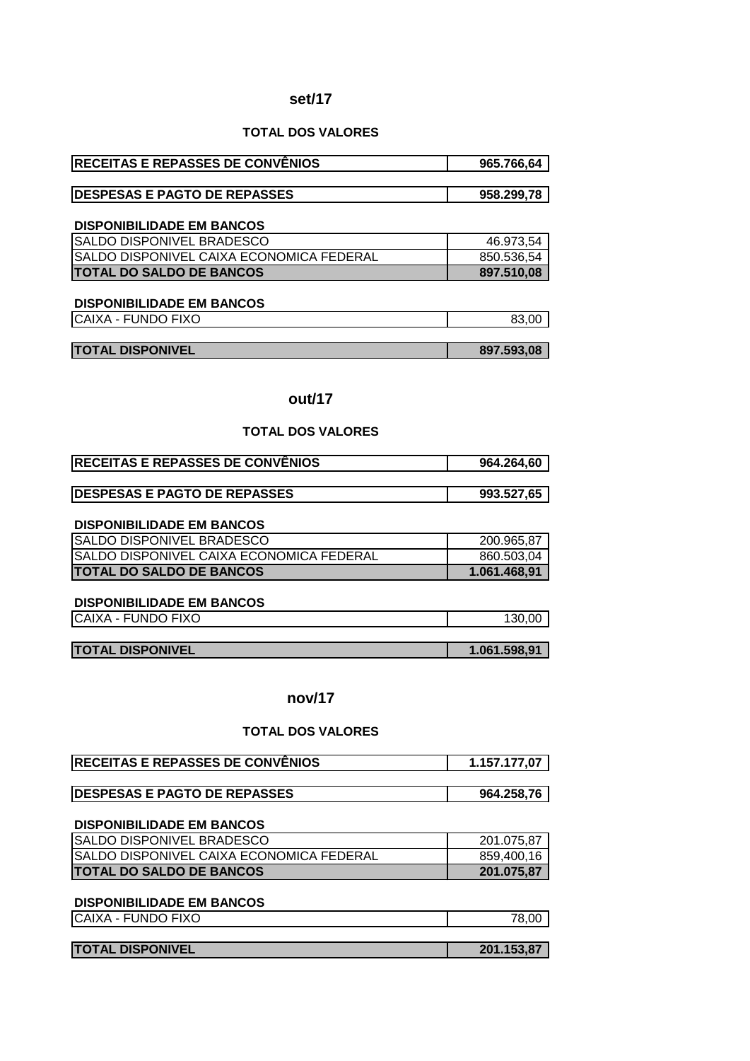## set/17

### TOTAL DOS VALORES

| RECEITAS E REPASSES DE CONVÊNIOS | 965.766,64 |
|---|---|

| DESPESAS E PAGTO DE REPASSES | 958.299,78 |
|---|---|

**DISPONIBILIDADE EM BANCOS**

| SALDO DISPONIVEL BRADESCO | 46.973,54 |
|---|---|
| SALDO DISPONIVEL CAIXA ECONOMICA FEDERAL | 850.536,54 |
| **TOTAL DO SALDO DE BANCOS** | **897.510,08** |

**DISPONIBILIDADE EM BANCOS**

| CAIXA - FUNDO FIXO | 83,00 |
|---|---|

| **TOTAL DISPONIVEL** | **897.593,08** |
|---|---|

## out/17

### TOTAL DOS VALORES

| RECEITAS E REPASSES DE CONVÊNIOS | 964.264,60 |
|---|---|

| DESPESAS E PAGTO DE REPASSES | 993.527,65 |
|---|---|

**DISPONIBILIDADE EM BANCOS**

| SALDO DISPONIVEL BRADESCO | 200.965,87 |
|---|---|
| SALDO DISPONIVEL CAIXA ECONOMICA FEDERAL | 860.503,04 |
| **TOTAL DO SALDO DE BANCOS** | **1.061.468,91** |

**DISPONIBILIDADE EM BANCOS**

| CAIXA - FUNDO FIXO | 130,00 |
|---|---|

| **TOTAL DISPONIVEL** | **1.061.598,91** |
|---|---|

## nov/17

### TOTAL DOS VALORES

| RECEITAS E REPASSES DE CONVÊNIOS | 1.157.177,07 |
|---|---|

| DESPESAS E PAGTO DE REPASSES | 964.258,76 |
|---|---|

**DISPONIBILIDADE EM BANCOS**

| SALDO DISPONIVEL BRADESCO | 201.075,87 |
|---|---|
| SALDO DISPONIVEL CAIXA ECONOMICA FEDERAL | 859,400,16 |
| **TOTAL DO SALDO DE BANCOS** | **201.075,87** |

**DISPONIBILIDADE EM BANCOS**

| CAIXA - FUNDO FIXO | 78,00 |
|---|---|

| **TOTAL DISPONIVEL** | **201.153,87** |
|---|---|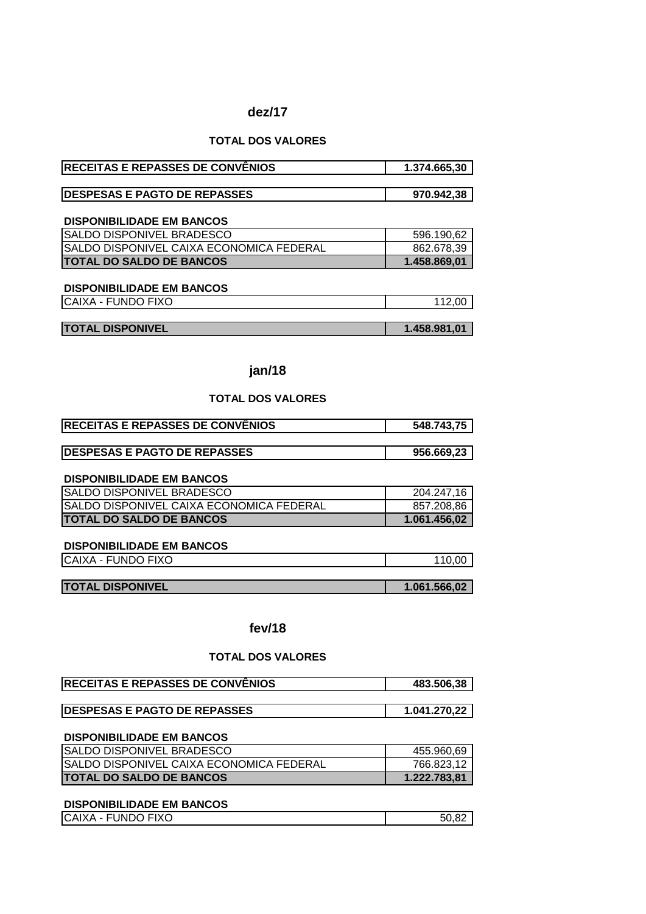## dez/17

### TOTAL DOS VALORES

| **RECEITAS E REPASSES DE CONVÊNIOS** | **1.374.665,30** |
|---|---|

| **DESPESAS E PAGTO DE REPASSES** | **970.942,38** |
|---|---|

**DISPONIBILIDADE EM BANCOS**

| SALDO DISPONIVEL BRADESCO | 596.190,62 |
|---|---|
| SALDO DISPONIVEL CAIXA ECONOMICA FEDERAL | 862.678,39 |
| **TOTAL DO SALDO DE BANCOS** | **1.458.869,01** |

**DISPONIBILIDADE EM BANCOS**

| CAIXA - FUNDO FIXO | 112,00 |
|---|---|

| **TOTAL DISPONIVEL** | **1.458.981,01** |
|---|---|

## jan/18

### TOTAL DOS VALORES

| **RECEITAS E REPASSES DE CONVÊNIOS** | **548.743,75** |
|---|---|

| **DESPESAS E PAGTO DE REPASSES** | **956.669,23** |
|---|---|

**DISPONIBILIDADE EM BANCOS**

| SALDO DISPONIVEL BRADESCO | 204.247,16 |
|---|---|
| SALDO DISPONIVEL CAIXA ECONOMICA FEDERAL | 857.208,86 |
| **TOTAL DO SALDO DE BANCOS** | **1.061.456,02** |

**DISPONIBILIDADE EM BANCOS**

| CAIXA - FUNDO FIXO | 110,00 |
|---|---|

| **TOTAL DISPONIVEL** | **1.061.566,02** |
|---|---|

## fev/18

### TOTAL DOS VALORES

| **RECEITAS E REPASSES DE CONVÊNIOS** | **483.506,38** |
|---|---|

| **DESPESAS E PAGTO DE REPASSES** | **1.041.270,22** |
|---|---|

**DISPONIBILIDADE EM BANCOS**

| SALDO DISPONIVEL BRADESCO | 455.960,69 |
|---|---|
| SALDO DISPONIVEL CAIXA ECONOMICA FEDERAL | 766.823,12 |
| **TOTAL DO SALDO DE BANCOS** | **1.222.783,81** |

**DISPONIBILIDADE EM BANCOS**

| CAIXA - FUNDO FIXO | 50,82 |
|---|---|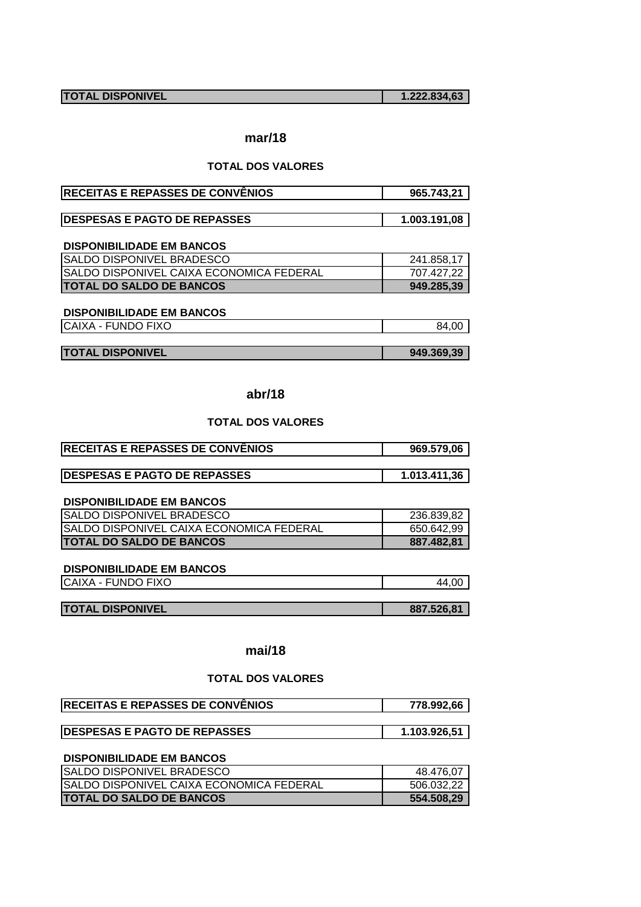| TOTAL DISPONIVEL | 1.222.834,63 |
|---|---|

## mar/18

### TOTAL DOS VALORES

| RECEITAS E REPASSES DE CONVÊNIOS | 965.743,21 |
|---|---|

| DESPESAS E PAGTO DE REPASSES | 1.003.191,08 |
|---|---|

**DISPONIBILIDADE EM BANCOS**

| SALDO DISPONIVEL BRADESCO | 241.858,17 |
|---|---|
| SALDO DISPONIVEL CAIXA ECONOMICA FEDERAL | 707.427,22 |
| **TOTAL DO SALDO DE BANCOS** | **949.285,39** |

**DISPONIBILIDADE EM BANCOS**

| CAIXA - FUNDO FIXO | 84,00 |
|---|---|

| TOTAL DISPONIVEL | 949.369,39 |
|---|---|

## abr/18

### TOTAL DOS VALORES

| RECEITAS E REPASSES DE CONVÊNIOS | 969.579,06 |
|---|---|

| DESPESAS E PAGTO DE REPASSES | 1.013.411,36 |
|---|---|

**DISPONIBILIDADE EM BANCOS**

| SALDO DISPONIVEL BRADESCO | 236.839,82 |
|---|---|
| SALDO DISPONIVEL CAIXA ECONOMICA FEDERAL | 650.642,99 |
| **TOTAL DO SALDO DE BANCOS** | **887.482,81** |

**DISPONIBILIDADE EM BANCOS**

| CAIXA - FUNDO FIXO | 44,00 |
|---|---|

| TOTAL DISPONIVEL | 887.526,81 |
|---|---|

## mai/18

### TOTAL DOS VALORES

| RECEITAS E REPASSES DE CONVÊNIOS | 778.992,66 |
|---|---|

| DESPESAS E PAGTO DE REPASSES | 1.103.926,51 |
|---|---|

**DISPONIBILIDADE EM BANCOS**

| SALDO DISPONIVEL BRADESCO | 48.476,07 |
|---|---|
| SALDO DISPONIVEL CAIXA ECONOMICA FEDERAL | 506.032,22 |
| **TOTAL DO SALDO DE BANCOS** | **554.508,29** |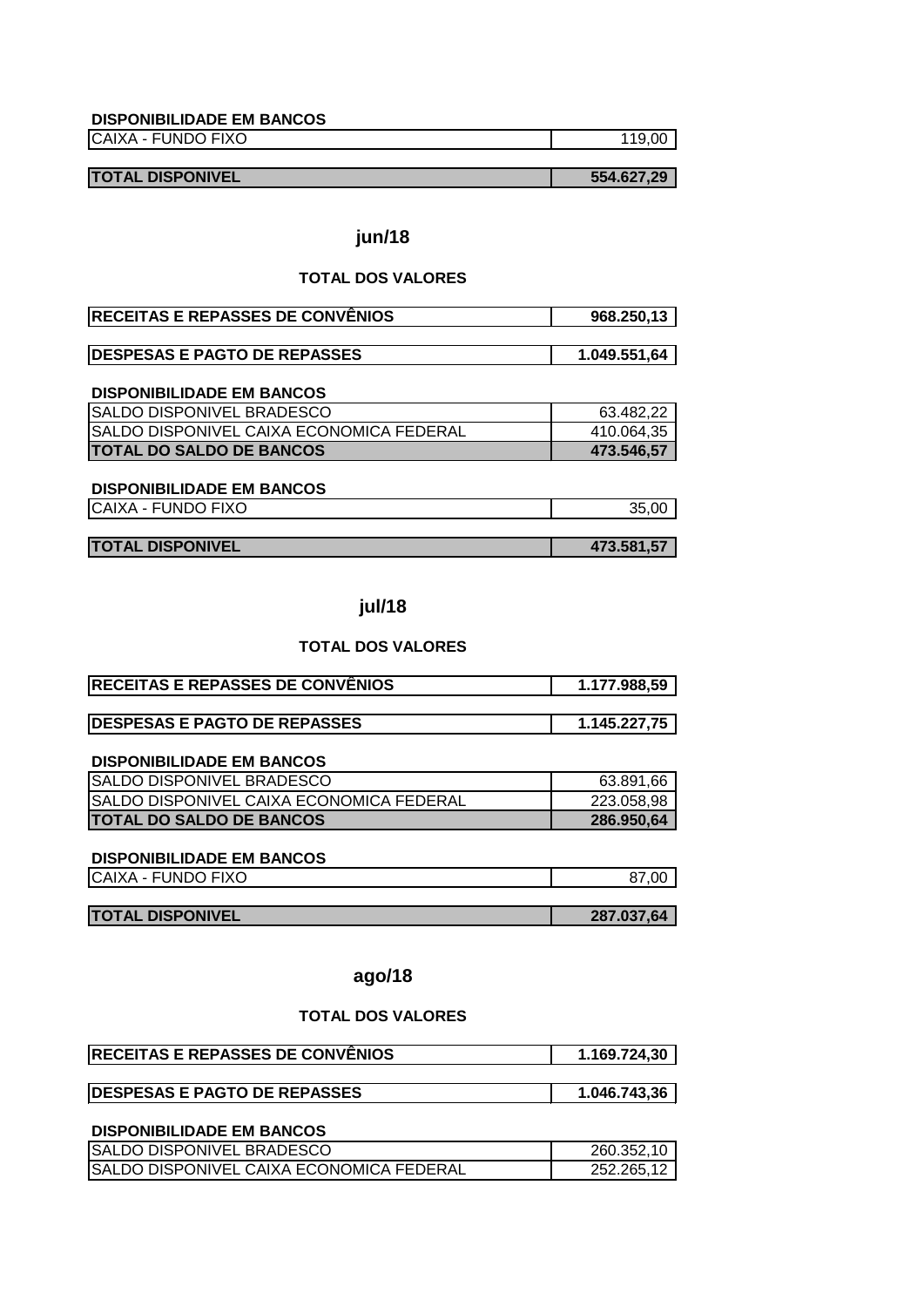**DISPONIBILIDADE EM BANCOS**

| | |
|---|---|
| CAIXA - FUNDO FIXO | 119,00 |
| **TOTAL DISPONIVEL** | **554.627,29** |

## jun/18

### TOTAL DOS VALORES

| | |
|---|---|
| **RECEITAS E REPASSES DE CONVÊNIOS** | **968.250,13** |
| **DESPESAS E PAGTO DE REPASSES** | **1.049.551,64** |

**DISPONIBILIDADE EM BANCOS**

| | |
|---|---|
| SALDO DISPONIVEL BRADESCO | 63.482,22 |
| SALDO DISPONIVEL CAIXA ECONOMICA FEDERAL | 410.064,35 |
| **TOTAL DO SALDO DE BANCOS** | **473.546,57** |

**DISPONIBILIDADE EM BANCOS**

| | |
|---|---|
| CAIXA - FUNDO FIXO | 35,00 |
| **TOTAL DISPONIVEL** | **473.581,57** |

## jul/18

### TOTAL DOS VALORES

| | |
|---|---|
| **RECEITAS E REPASSES DE CONVÊNIOS** | **1.177.988,59** |
| **DESPESAS E PAGTO DE REPASSES** | **1.145.227,75** |

**DISPONIBILIDADE EM BANCOS**

| | |
|---|---|
| SALDO DISPONIVEL BRADESCO | 63.891,66 |
| SALDO DISPONIVEL CAIXA ECONOMICA FEDERAL | 223.058,98 |
| **TOTAL DO SALDO DE BANCOS** | **286.950,64** |

**DISPONIBILIDADE EM BANCOS**

| | |
|---|---|
| CAIXA - FUNDO FIXO | 87,00 |
| **TOTAL DISPONIVEL** | **287.037,64** |

## ago/18

### TOTAL DOS VALORES

| | |
|---|---|
| **RECEITAS E REPASSES DE CONVÊNIOS** | **1.169.724,30** |
| **DESPESAS E PAGTO DE REPASSES** | **1.046.743,36** |

**DISPONIBILIDADE EM BANCOS**

| | |
|---|---|
| SALDO DISPONIVEL BRADESCO | 260.352,10 |
| SALDO DISPONIVEL CAIXA ECONOMICA FEDERAL | 252.265,12 |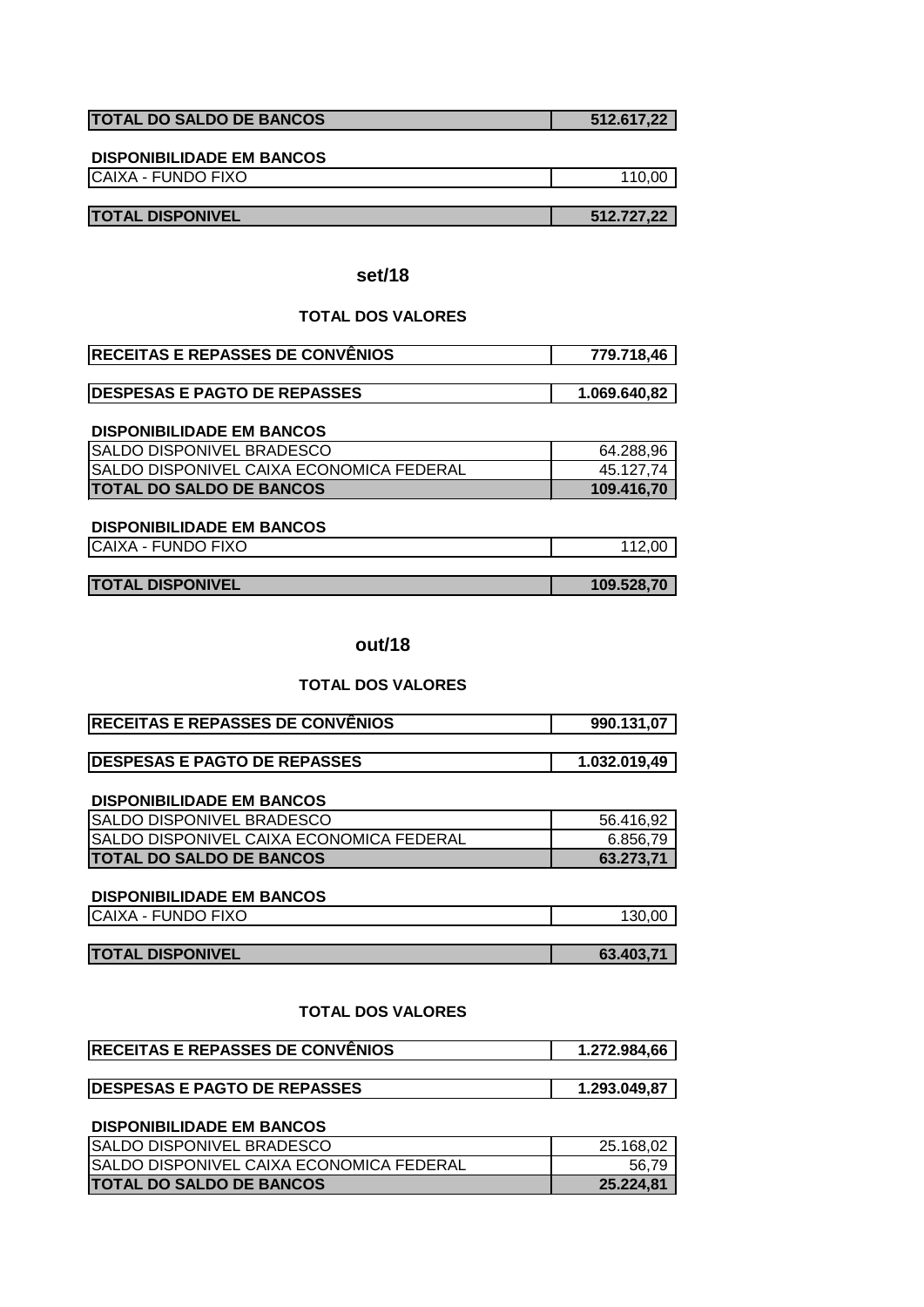| TOTAL DO SALDO DE BANCOS | 512.617,22 |
|---|---|

**DISPONIBILIDADE EM BANCOS**

| CAIXA - FUNDO FIXO | 110,00 |
|---|---|

| TOTAL DISPONIVEL | 512.727,22 |
|---|---|

## set/18

### TOTAL DOS VALORES

| RECEITAS E REPASSES DE CONVÊNIOS | 779.718,46 |
|---|---|

| DESPESAS E PAGTO DE REPASSES | 1.069.640,82 |
|---|---|

**DISPONIBILIDADE EM BANCOS**

| SALDO DISPONIVEL BRADESCO | 64.288,96 |
|---|---|
| SALDO DISPONIVEL CAIXA ECONOMICA FEDERAL | 45.127,74 |
| **TOTAL DO SALDO DE BANCOS** | **109.416,70** |

**DISPONIBILIDADE EM BANCOS**

| CAIXA - FUNDO FIXO | 112,00 |
|---|---|

| TOTAL DISPONIVEL | 109.528,70 |
|---|---|

## out/18

### TOTAL DOS VALORES

| RECEITAS E REPASSES DE CONVÊNIOS | 990.131,07 |
|---|---|

| DESPESAS E PAGTO DE REPASSES | 1.032.019,49 |
|---|---|

**DISPONIBILIDADE EM BANCOS**

| SALDO DISPONIVEL BRADESCO | 56.416,92 |
|---|---|
| SALDO DISPONIVEL CAIXA ECONOMICA FEDERAL | 6.856,79 |
| **TOTAL DO SALDO DE BANCOS** | **63.273,71** |

**DISPONIBILIDADE EM BANCOS**

| CAIXA - FUNDO FIXO | 130,00 |
|---|---|

| TOTAL DISPONIVEL | 63.403,71 |
|---|---|

### TOTAL DOS VALORES

| RECEITAS E REPASSES DE CONVÊNIOS | 1.272.984,66 |
|---|---|

| DESPESAS E PAGTO DE REPASSES | 1.293.049,87 |
|---|---|

**DISPONIBILIDADE EM BANCOS**

| SALDO DISPONIVEL BRADESCO | 25.168,02 |
|---|---|
| SALDO DISPONIVEL CAIXA ECONOMICA FEDERAL | 56,79 |
| **TOTAL DO SALDO DE BANCOS** | **25.224,81** |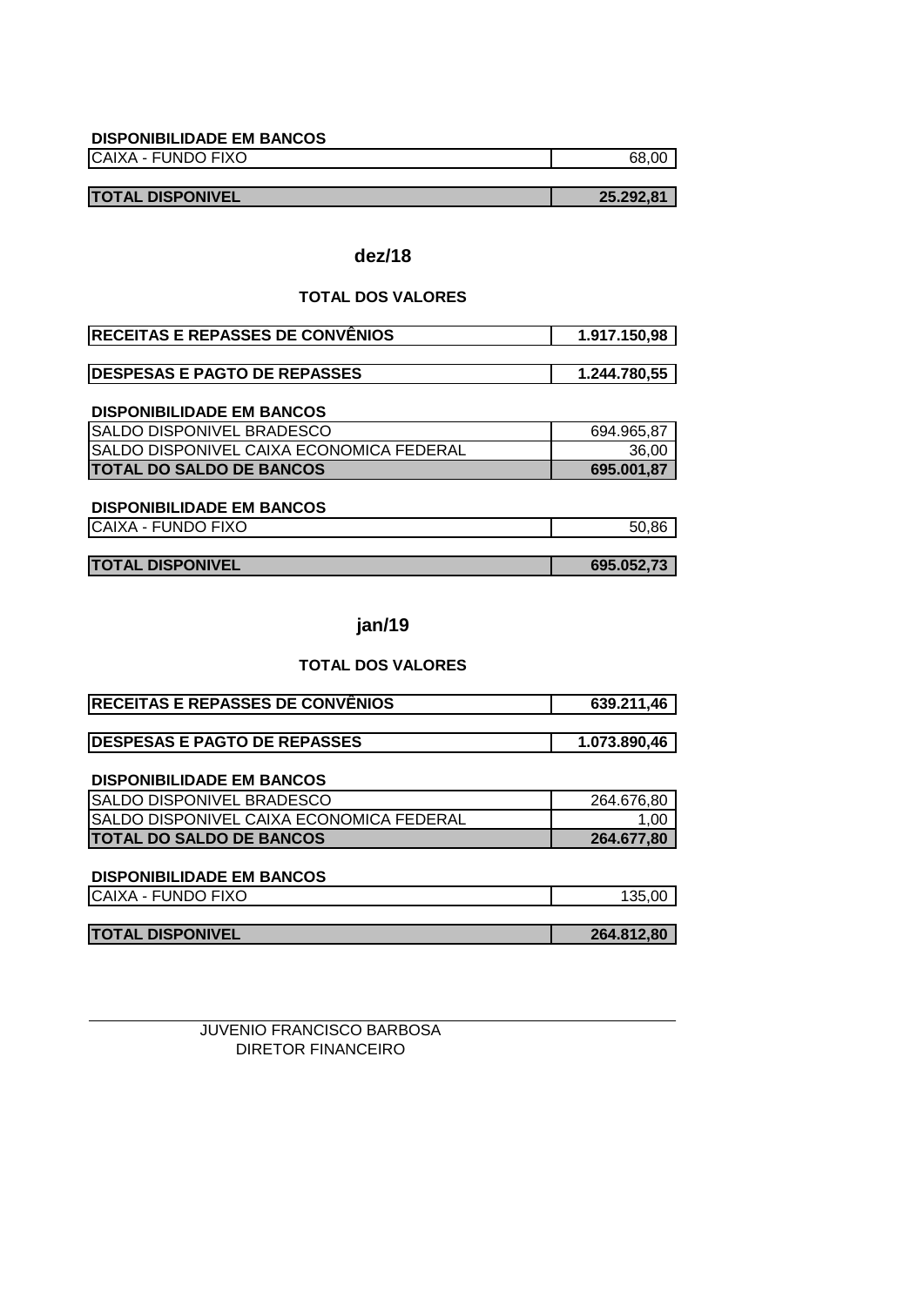**DISPONIBILIDADE EM BANCOS**

| | |
|---|---|
| CAIXA - FUNDO FIXO | 68,00 |
| **TOTAL DISPONIVEL** | **25.292,81** |

## dez/18

### TOTAL DOS VALORES

| | |
|---|---|
| **RECEITAS E REPASSES DE CONVÊNIOS** | **1.917.150,98** |
| **DESPESAS E PAGTO DE REPASSES** | **1.244.780,55** |

**DISPONIBILIDADE EM BANCOS**

| | |
|---|---|
| SALDO DISPONIVEL BRADESCO | 694.965,87 |
| SALDO DISPONIVEL CAIXA ECONOMICA FEDERAL | 36,00 |
| **TOTAL DO SALDO DE BANCOS** | **695.001,87** |

**DISPONIBILIDADE EM BANCOS**

| | |
|---|---|
| CAIXA - FUNDO FIXO | 50,86 |
| **TOTAL DISPONIVEL** | **695.052,73** |

## jan/19

### TOTAL DOS VALORES

| | |
|---|---|
| **RECEITAS E REPASSES DE CONVÊNIOS** | **639.211,46** |
| **DESPESAS E PAGTO DE REPASSES** | **1.073.890,46** |

**DISPONIBILIDADE EM BANCOS**

| | |
|---|---|
| SALDO DISPONIVEL BRADESCO | 264.676,80 |
| SALDO DISPONIVEL CAIXA ECONOMICA FEDERAL | 1,00 |
| **TOTAL DO SALDO DE BANCOS** | **264.677,80** |

**DISPONIBILIDADE EM BANCOS**

| | |
|---|---|
| CAIXA - FUNDO FIXO | 135,00 |
| **TOTAL DISPONIVEL** | **264.812,80** |

JUVENIO FRANCISCO BARBOSA
DIRETOR FINANCEIRO